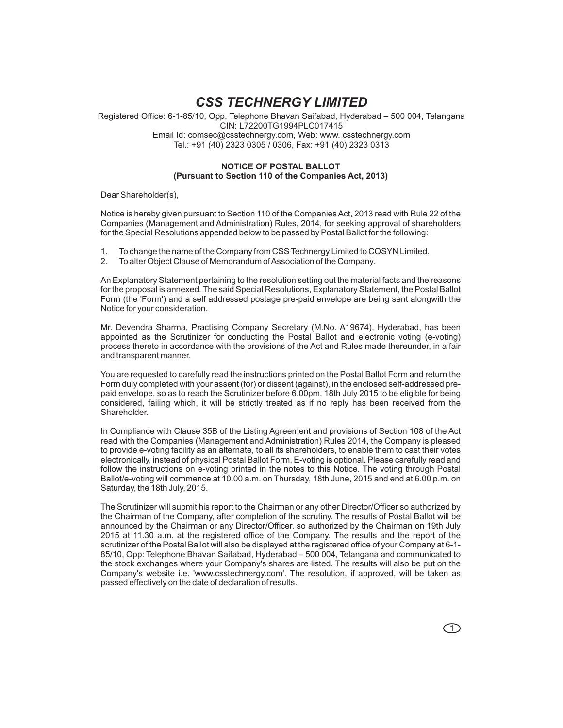# *CSS TECHNERGY LIMITED*

Registered Office: 6-1-85/10, Opp. Telephone Bhavan Saifabad, Hyderabad – 500 004, Telangana
CIN: L72200TG1994PLC017415
Email Id: comsec@csstechnergy.com, Web: www. csstechnergy.com
Tel.: +91 (40) 2323 0305 / 0306, Fax: +91 (40) 2323 0313

**NOTICE OF POSTAL BALLOT**
**(Pursuant to Section 110 of the Companies Act, 2013)**

Dear Shareholder(s),

Notice is hereby given pursuant to Section 110 of the Companies Act, 2013 read with Rule 22 of the Companies (Management and Administration) Rules, 2014, for seeking approval of shareholders for the Special Resolutions appended below to be passed by Postal Ballot for the following:

1. To change the name of the Company from CSS Technergy Limited to COSYN Limited.
2. To alter Object Clause of Memorandum of Association of the Company.

An Explanatory Statement pertaining to the resolution setting out the material facts and the reasons for the proposal is annexed. The said Special Resolutions, Explanatory Statement, the Postal Ballot Form (the 'Form') and a self addressed postage pre-paid envelope are being sent alongwith the Notice for your consideration.

Mr. Devendra Sharma, Practising Company Secretary (M.No. A19674), Hyderabad, has been appointed as the Scrutinizer for conducting the Postal Ballot and electronic voting (e-voting) process thereto in accordance with the provisions of the Act and Rules made thereunder, in a fair and transparent manner.

You are requested to carefully read the instructions printed on the Postal Ballot Form and return the Form duly completed with your assent (for) or dissent (against), in the enclosed self-addressed pre-paid envelope, so as to reach the Scrutinizer before 6.00pm, 18th July 2015 to be eligible for being considered, failing which, it will be strictly treated as if no reply has been received from the Shareholder.

In Compliance with Clause 35B of the Listing Agreement and provisions of Section 108 of the Act read with the Companies (Management and Administration) Rules 2014, the Company is pleased to provide e-voting facility as an alternate, to all its shareholders, to enable them to cast their votes electronically, instead of physical Postal Ballot Form. E-voting is optional. Please carefully read and follow the instructions on e-voting printed in the notes to this Notice. The voting through Postal Ballot/e-voting will commence at 10.00 a.m. on Thursday, 18th June, 2015 and end at 6.00 p.m. on Saturday, the 18th July, 2015.

The Scrutinizer will submit his report to the Chairman or any other Director/Officer so authorized by the Chairman of the Company, after completion of the scrutiny. The results of Postal Ballot will be announced by the Chairman or any Director/Officer, so authorized by the Chairman on 19th July 2015 at 11.30 a.m. at the registered office of the Company. The results and the report of the scrutinizer of the Postal Ballot will also be displayed at the registered office of your Company at 6-1-85/10, Opp: Telephone Bhavan Saifabad, Hyderabad – 500 004, Telangana and communicated to the stock exchanges where your Company's shares are listed. The results will also be put on the Company's website i.e. 'www.csstechnergy.com'. The resolution, if approved, will be taken as passed effectively on the date of declaration of results.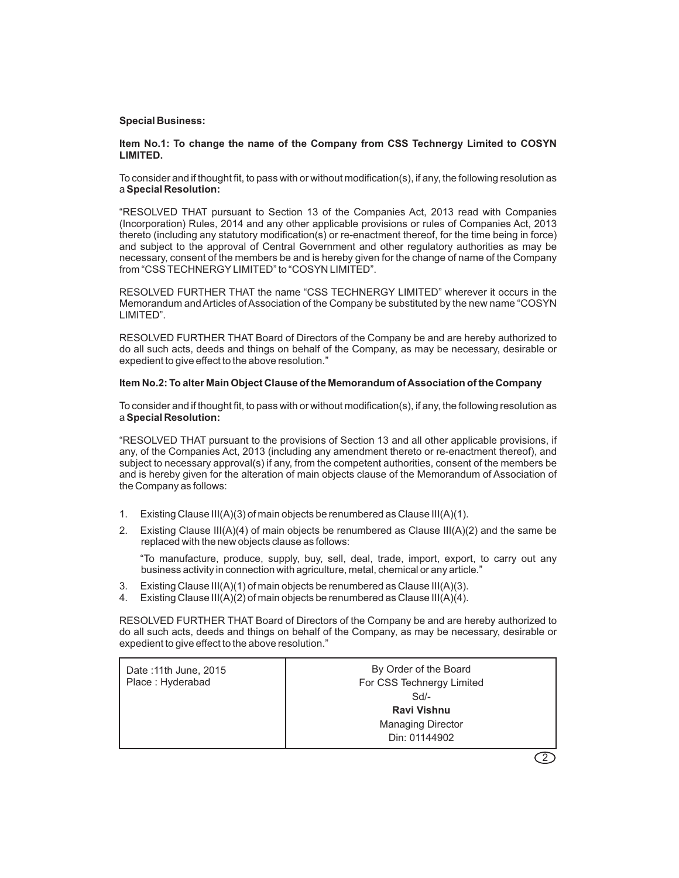**Special Business:**

**Item No.1: To change the name of the Company from CSS Technergy Limited to COSYN LIMITED.**

To consider and if thought fit, to pass with or without modification(s), if any, the following resolution as a **Special Resolution:**

"RESOLVED THAT pursuant to Section 13 of the Companies Act, 2013 read with Companies (Incorporation) Rules, 2014 and any other applicable provisions or rules of Companies Act, 2013 thereto (including any statutory modification(s) or re-enactment thereof, for the time being in force) and subject to the approval of Central Government and other regulatory authorities as may be necessary, consent of the members be and is hereby given for the change of name of the Company from "CSS TECHNERGY LIMITED" to "COSYN LIMITED".

RESOLVED FURTHER THAT the name "CSS TECHNERGY LIMITED" wherever it occurs in the Memorandum and Articles of Association of the Company be substituted by the new name "COSYN LIMITED".

RESOLVED FURTHER THAT Board of Directors of the Company be and are hereby authorized to do all such acts, deeds and things on behalf of the Company, as may be necessary, desirable or expedient to give effect to the above resolution."

**Item No.2: To alter Main Object Clause of the Memorandum of Association of the Company**

To consider and if thought fit, to pass with or without modification(s), if any, the following resolution as a **Special Resolution:**

"RESOLVED THAT pursuant to the provisions of Section 13 and all other applicable provisions, if any, of the Companies Act, 2013 (including any amendment thereto or re-enactment thereof), and subject to necessary approval(s) if any, from the competent authorities, consent of the members be and is hereby given for the alteration of main objects clause of the Memorandum of Association of the Company as follows:

1. Existing Clause III(A)(3) of main objects be renumbered as Clause III(A)(1).
2. Existing Clause III(A)(4) of main objects be renumbered as Clause III(A)(2) and the same be replaced with the new objects clause as follows:

   "To manufacture, produce, supply, buy, sell, deal, trade, import, export, to carry out any business activity in connection with agriculture, metal, chemical or any article."
3. Existing Clause III(A)(1) of main objects be renumbered as Clause III(A)(3).
4. Existing Clause III(A)(2) of main objects be renumbered as Clause III(A)(4).

RESOLVED FURTHER THAT Board of Directors of the Company be and are hereby authorized to do all such acts, deeds and things on behalf of the Company, as may be necessary, desirable or expedient to give effect to the above resolution."

| Date :11th June, 2015<br>Place : Hyderabad | By Order of the Board<br>For CSS Technergy Limited<br>Sd/-<br>**Ravi Vishnu**<br>Managing Director<br>Din: 01144902 |
|---|---|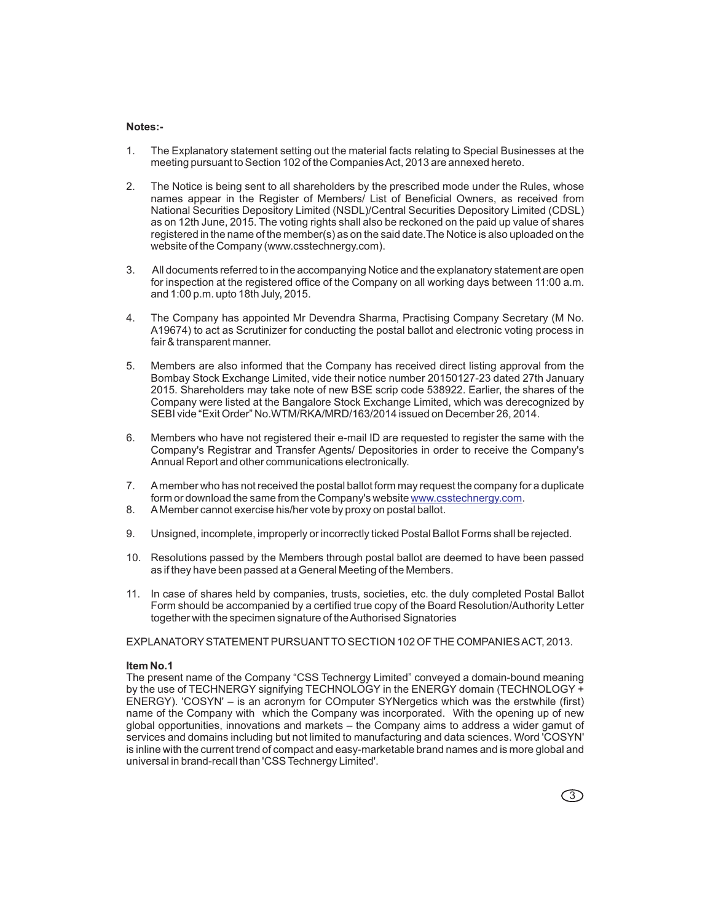**Notes:-**

1. The Explanatory statement setting out the material facts relating to Special Businesses at the meeting pursuant to Section 102 of the Companies Act, 2013 are annexed hereto.

2. The Notice is being sent to all shareholders by the prescribed mode under the Rules, whose names appear in the Register of Members/ List of Beneficial Owners, as received from National Securities Depository Limited (NSDL)/Central Securities Depository Limited (CDSL) as on 12th June, 2015. The voting rights shall also be reckoned on the paid up value of shares registered in the name of the member(s) as on the said date.The Notice is also uploaded on the website of the Company (www.csstechnergy.com).

3. All documents referred to in the accompanying Notice and the explanatory statement are open for inspection at the registered office of the Company on all working days between 11:00 a.m. and 1:00 p.m. upto 18th July, 2015.

4. The Company has appointed Mr Devendra Sharma, Practising Company Secretary (M No. A19674) to act as Scrutinizer for conducting the postal ballot and electronic voting process in fair & transparent manner.

5. Members are also informed that the Company has received direct listing approval from the Bombay Stock Exchange Limited, vide their notice number 20150127-23 dated 27th January 2015. Shareholders may take note of new BSE scrip code 538922. Earlier, the shares of the Company were listed at the Bangalore Stock Exchange Limited, which was derecognized by SEBI vide "Exit Order" No.WTM/RKA/MRD/163/2014 issued on December 26, 2014.

6. Members who have not registered their e-mail ID are requested to register the same with the Company's Registrar and Transfer Agents/ Depositories in order to receive the Company's Annual Report and other communications electronically.

7. A member who has not received the postal ballot form may request the company for a duplicate form or download the same from the Company's website www.csstechnergy.com.

8. A Member cannot exercise his/her vote by proxy on postal ballot.

9. Unsigned, incomplete, improperly or incorrectly ticked Postal Ballot Forms shall be rejected.

10. Resolutions passed by the Members through postal ballot are deemed to have been passed as if they have been passed at a General Meeting of the Members.

11. In case of shares held by companies, trusts, societies, etc. the duly completed Postal Ballot Form should be accompanied by a certified true copy of the Board Resolution/Authority Letter together with the specimen signature of the Authorised Signatories

EXPLANATORY STATEMENT PURSUANT TO SECTION 102 OF THE COMPANIES ACT, 2013.

**Item No.1**

The present name of the Company "CSS Technergy Limited" conveyed a domain-bound meaning by the use of TECHNERGY signifying TECHNOLOGY in the ENERGY domain (TECHNOLOGY + ENERGY). 'COSYN' – is an acronym for COmputer SYNergetics which was the erstwhile (first) name of the Company with which the Company was incorporated. With the opening up of new global opportunities, innovations and markets – the Company aims to address a wider gamut of services and domains including but not limited to manufacturing and data sciences. Word 'COSYN' is inline with the current trend of compact and easy-marketable brand names and is more global and universal in brand-recall than 'CSS Technergy Limited'.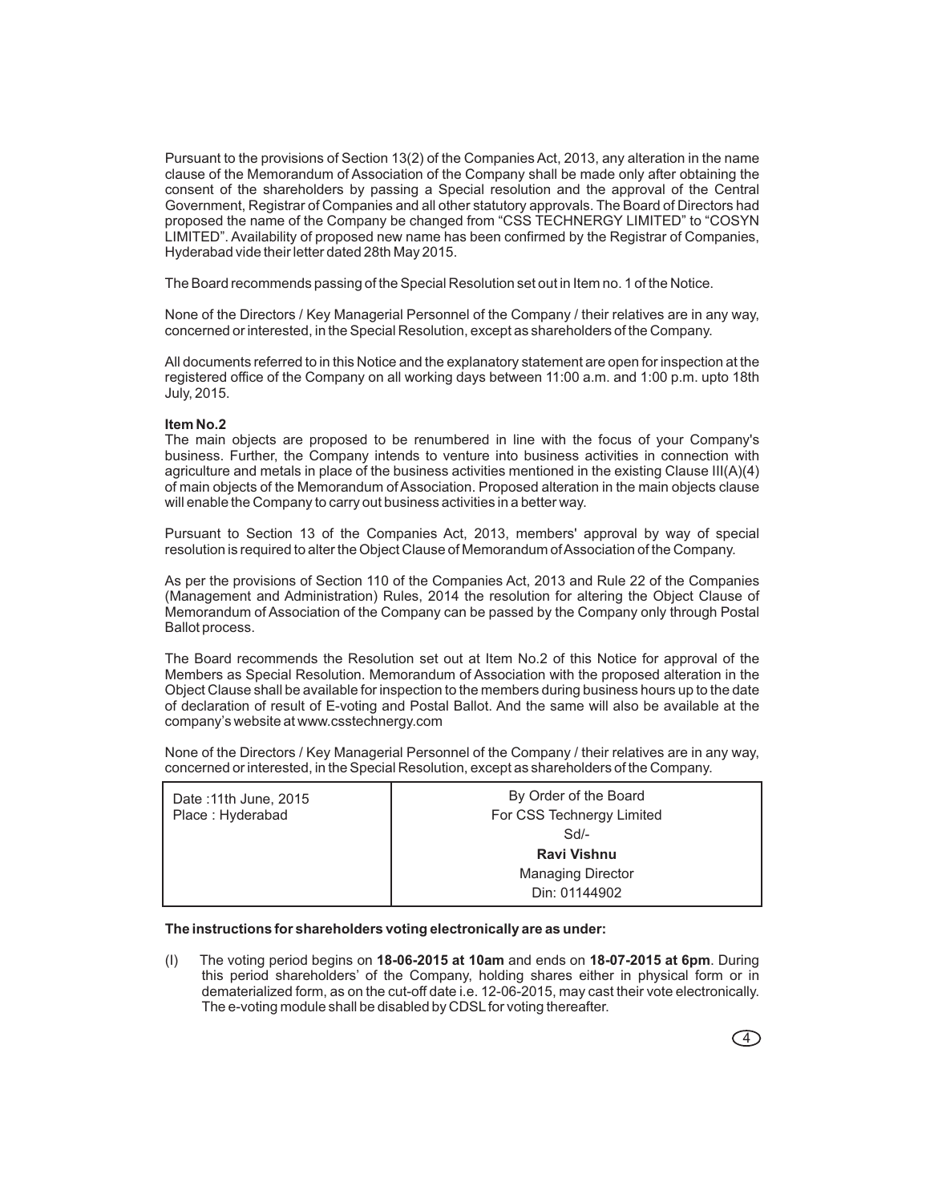Pursuant to the provisions of Section 13(2) of the Companies Act, 2013, any alteration in the name clause of the Memorandum of Association of the Company shall be made only after obtaining the consent of the shareholders by passing a Special resolution and the approval of the Central Government, Registrar of Companies and all other statutory approvals. The Board of Directors had proposed the name of the Company be changed from "CSS TECHNERGY LIMITED" to "COSYN LIMITED". Availability of proposed new name has been confirmed by the Registrar of Companies, Hyderabad vide their letter dated 28th May 2015.

The Board recommends passing of the Special Resolution set out in Item no. 1 of the Notice.

None of the Directors / Key Managerial Personnel of the Company / their relatives are in any way, concerned or interested, in the Special Resolution, except as shareholders of the Company.

All documents referred to in this Notice and the explanatory statement are open for inspection at the registered office of the Company on all working days between 11:00 a.m. and 1:00 p.m. upto 18th July, 2015.

**Item No.2**

The main objects are proposed to be renumbered in line with the focus of your Company's business. Further, the Company intends to venture into business activities in connection with agriculture and metals in place of the business activities mentioned in the existing Clause III(A)(4) of main objects of the Memorandum of Association. Proposed alteration in the main objects clause will enable the Company to carry out business activities in a better way.

Pursuant to Section 13 of the Companies Act, 2013, members' approval by way of special resolution is required to alter the Object Clause of Memorandum of Association of the Company.

As per the provisions of Section 110 of the Companies Act, 2013 and Rule 22 of the Companies (Management and Administration) Rules, 2014 the resolution for altering the Object Clause of Memorandum of Association of the Company can be passed by the Company only through Postal Ballot process.

The Board recommends the Resolution set out at Item No.2 of this Notice for approval of the Members as Special Resolution. Memorandum of Association with the proposed alteration in the Object Clause shall be available for inspection to the members during business hours up to the date of declaration of result of E-voting and Postal Ballot. And the same will also be available at the company's website at www.csstechnergy.com

None of the Directors / Key Managerial Personnel of the Company / their relatives are in any way, concerned or interested, in the Special Resolution, except as shareholders of the Company.

| Date :11th June, 2015<br>Place : Hyderabad | By Order of the Board<br>For CSS Technergy Limited<br>Sd/-<br>**Ravi Vishnu**<br>Managing Director<br>Din: 01144902 |
|---|---|

**The instructions for shareholders voting electronically are as under:**

(I) The voting period begins on **18-06-2015 at 10am** and ends on **18-07-2015 at 6pm**. During this period shareholders' of the Company, holding shares either in physical form or in dematerialized form, as on the cut-off date i.e. 12-06-2015, may cast their vote electronically. The e-voting module shall be disabled by CDSL for voting thereafter.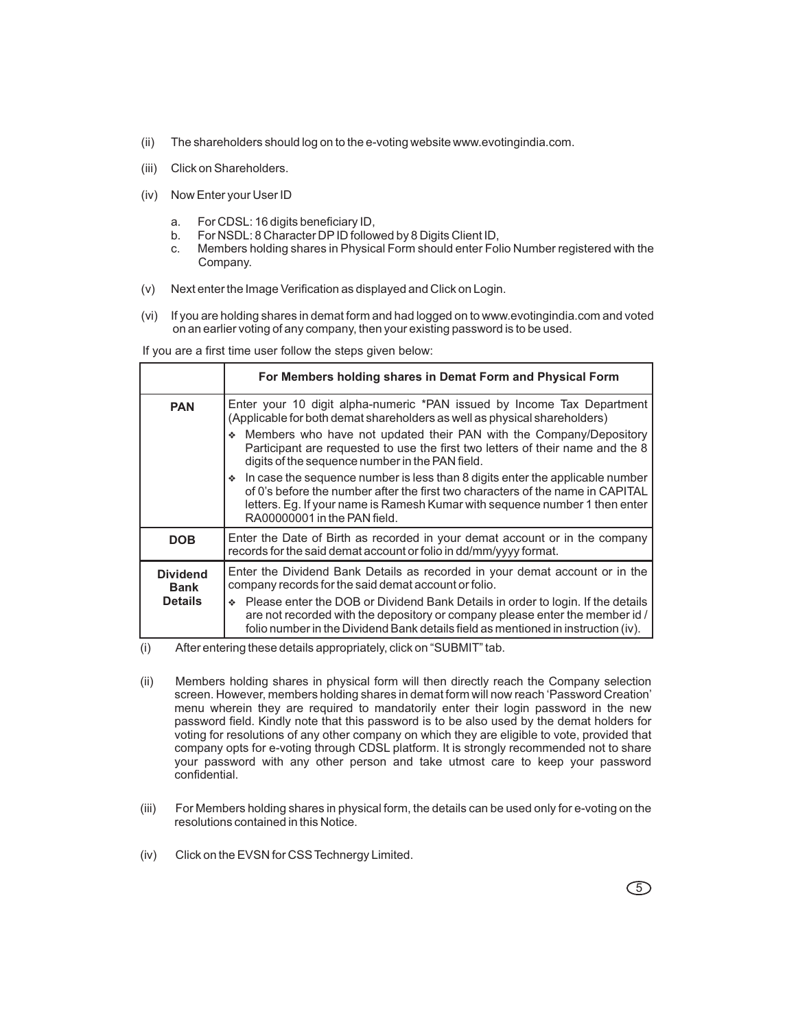(ii) The shareholders should log on to the e-voting website www.evotingindia.com.

(iii) Click on Shareholders.

(iv) Now Enter your User ID

a. For CDSL: 16 digits beneficiary ID,
b. For NSDL: 8 Character DP ID followed by 8 Digits Client ID,
c. Members holding shares in Physical Form should enter Folio Number registered with the Company.

(v) Next enter the Image Verification as displayed and Click on Login.

(vi) If you are holding shares in demat form and had logged on to www.evotingindia.com and voted on an earlier voting of any company, then your existing password is to be used.

If you are a first time user follow the steps given below:

| | For Members holding shares in Demat Form and Physical Form |
|---|---|
| **PAN** | Enter your 10 digit alpha-numeric *PAN issued by Income Tax Department (Applicable for both demat shareholders as well as physical shareholders)<br>❖ Members who have not updated their PAN with the Company/Depository Participant are requested to use the first two letters of their name and the 8 digits of the sequence number in the PAN field.<br>❖ In case the sequence number is less than 8 digits enter the applicable number of 0's before the number after the first two characters of the name in CAPITAL letters. Eg. If your name is Ramesh Kumar with sequence number 1 then enter RA00000001 in the PAN field. |
| **DOB** | Enter the Date of Birth as recorded in your demat account or in the company records for the said demat account or folio in dd/mm/yyyy format. |
| **Dividend Bank Details** | Enter the Dividend Bank Details as recorded in your demat account or in the company records for the said demat account or folio.<br>❖ Please enter the DOB or Dividend Bank Details in order to login. If the details are not recorded with the depository or company please enter the member id / folio number in the Dividend Bank details field as mentioned in instruction (iv). |

(i) After entering these details appropriately, click on "SUBMIT" tab.

(ii) Members holding shares in physical form will then directly reach the Company selection screen. However, members holding shares in demat form will now reach 'Password Creation' menu wherein they are required to mandatorily enter their login password in the new password field. Kindly note that this password is to be also used by the demat holders for voting for resolutions of any other company on which they are eligible to vote, provided that company opts for e-voting through CDSL platform. It is strongly recommended not to share your password with any other person and take utmost care to keep your password confidential.

(iii) For Members holding shares in physical form, the details can be used only for e-voting on the resolutions contained in this Notice.

(iv) Click on the EVSN for CSS Technergy Limited.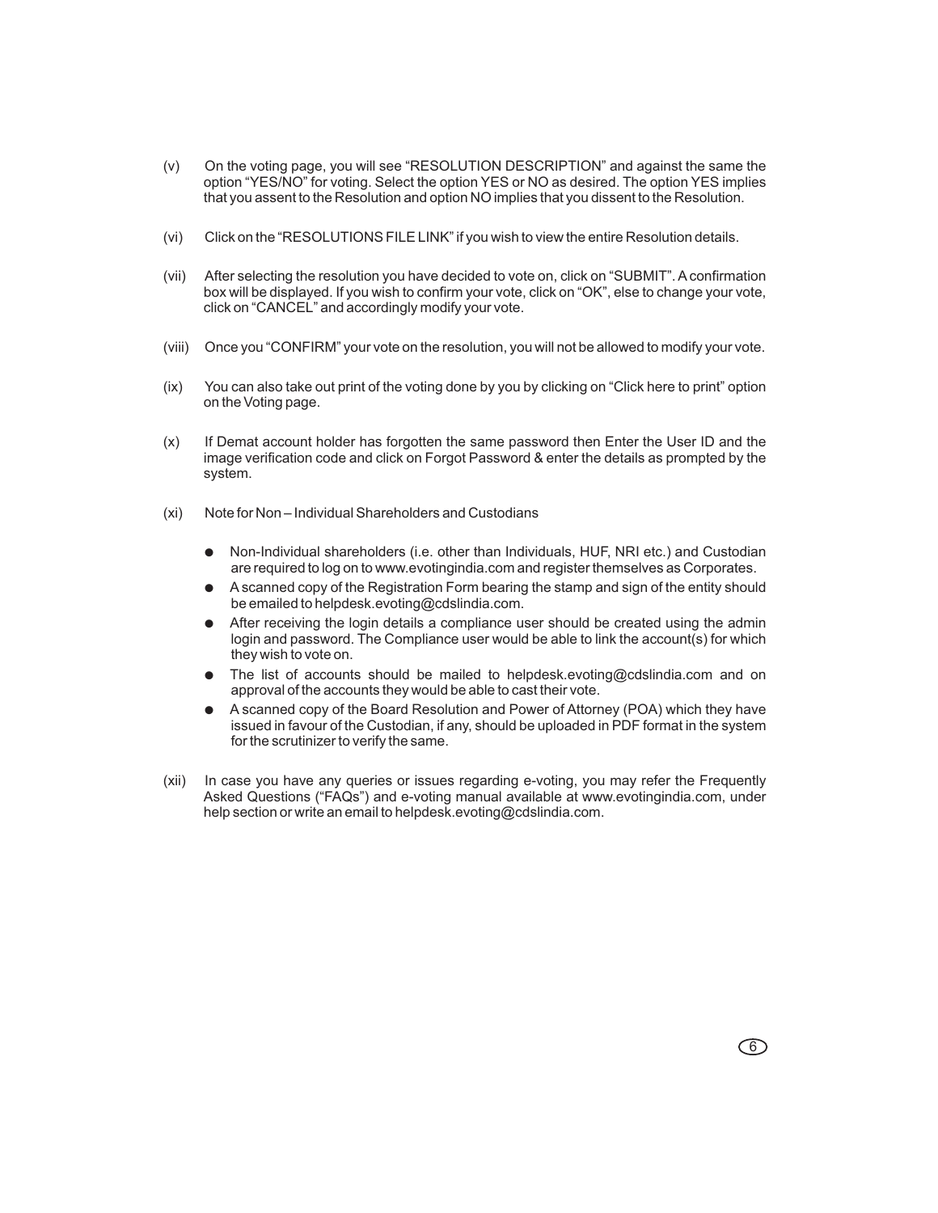(v) On the voting page, you will see "RESOLUTION DESCRIPTION" and against the same the option "YES/NO" for voting. Select the option YES or NO as desired. The option YES implies that you assent to the Resolution and option NO implies that you dissent to the Resolution.

(vi) Click on the "RESOLUTIONS FILE LINK" if you wish to view the entire Resolution details.

(vii) After selecting the resolution you have decided to vote on, click on "SUBMIT". A confirmation box will be displayed. If you wish to confirm your vote, click on "OK", else to change your vote, click on "CANCEL" and accordingly modify your vote.

(viii) Once you "CONFIRM" your vote on the resolution, you will not be allowed to modify your vote.

(ix) You can also take out print of the voting done by you by clicking on "Click here to print" option on the Voting page.

(x) If Demat account holder has forgotten the same password then Enter the User ID and the image verification code and click on Forgot Password & enter the details as prompted by the system.

(xi) Note for Non – Individual Shareholders and Custodians

- Non-Individual shareholders (i.e. other than Individuals, HUF, NRI etc.) and Custodian are required to log on to www.evotingindia.com and register themselves as Corporates.
- A scanned copy of the Registration Form bearing the stamp and sign of the entity should be emailed to helpdesk.evoting@cdslindia.com.
- After receiving the login details a compliance user should be created using the admin login and password. The Compliance user would be able to link the account(s) for which they wish to vote on.
- The list of accounts should be mailed to helpdesk.evoting@cdslindia.com and on approval of the accounts they would be able to cast their vote.
- A scanned copy of the Board Resolution and Power of Attorney (POA) which they have issued in favour of the Custodian, if any, should be uploaded in PDF format in the system for the scrutinizer to verify the same.

(xii) In case you have any queries or issues regarding e-voting, you may refer the Frequently Asked Questions ("FAQs") and e-voting manual available at www.evotingindia.com, under help section or write an email to helpdesk.evoting@cdslindia.com.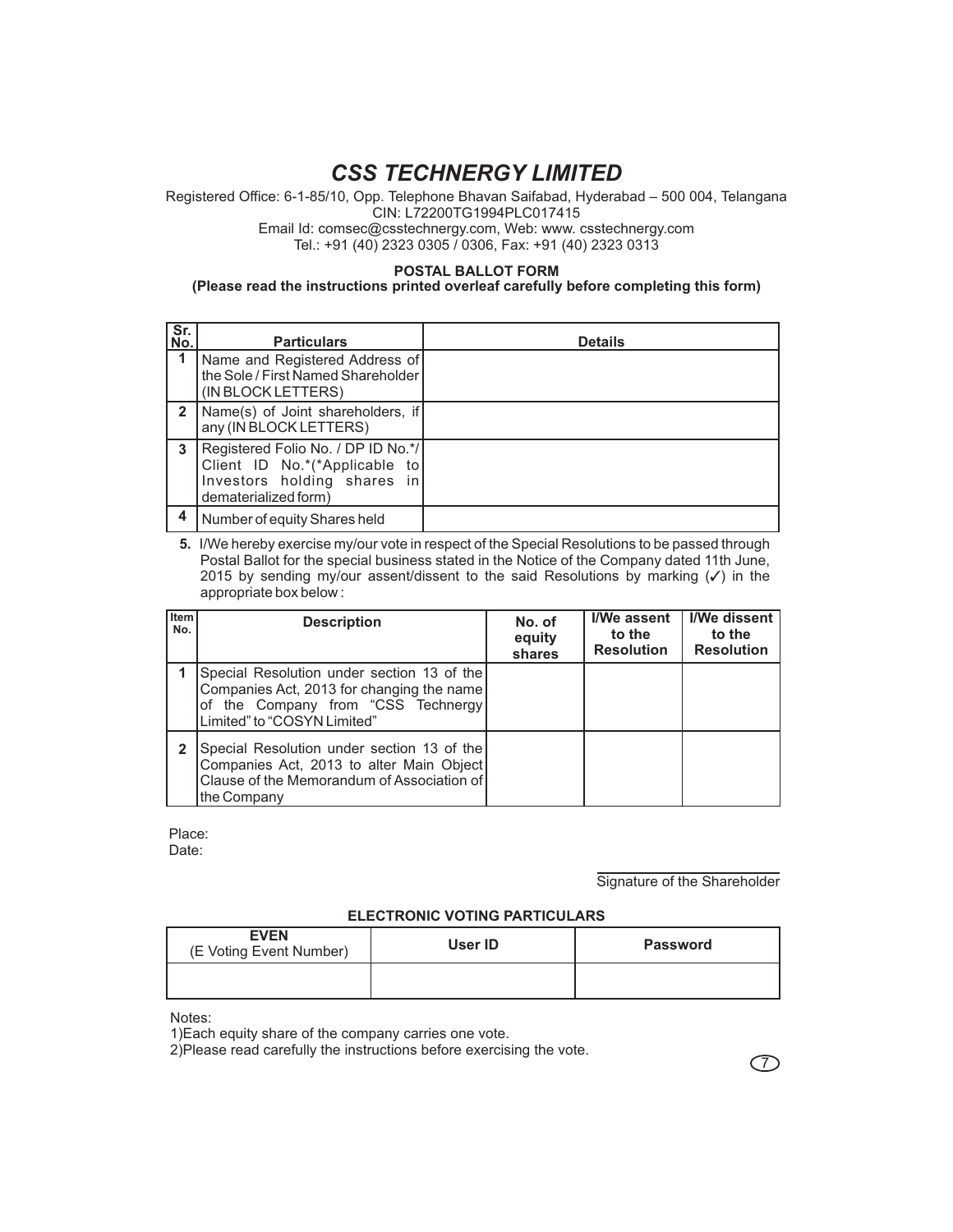# *CSS TECHNERGY LIMITED*

Registered Office: 6-1-85/10, Opp. Telephone Bhavan Saifabad, Hyderabad – 500 004, Telangana
CIN: L72200TG1994PLC017415
Email Id: comsec@csstechnergy.com, Web: www. csstechnergy.com
Tel.: +91 (40) 2323 0305 / 0306, Fax: +91 (40) 2323 0313

**POSTAL BALLOT FORM**

**(Please read the instructions printed overleaf carefully before completing this form)**

| Sr. No. | Particulars | Details |
|---|---|---|
| 1 | Name and Registered Address of the Sole / First Named Shareholder (IN BLOCK LETTERS) | |
| 2 | Name(s) of Joint shareholders, if any (IN BLOCK LETTERS) | |
| 3 | Registered Folio No. / DP ID No.*/ Client ID No.*(*Applicable to Investors holding shares in dematerialized form) | |
| 4 | Number of equity Shares held | |

**5.** I/We hereby exercise my/our vote in respect of the Special Resolutions to be passed through Postal Ballot for the special business stated in the Notice of the Company dated 11th June, 2015 by sending my/our assent/dissent to the said Resolutions by marking (✓) in the appropriate box below :

| Item No. | Description | No. of equity shares | I/We assent to the Resolution | I/We dissent to the Resolution |
|---|---|---|---|---|
| 1 | Special Resolution under section 13 of the Companies Act, 2013 for changing the name of the Company from "CSS Technergy Limited" to "COSYN Limited" | | | |
| 2 | Special Resolution under section 13 of the Companies Act, 2013 to alter Main Object Clause of the Memorandum of Association of the Company | | | |

Place:

Date:

Signature of the Shareholder

**ELECTRONIC VOTING PARTICULARS**

| EVEN (E Voting Event Number) | User ID | Password |
|---|---|---|
| | | |

Notes:

1)Each equity share of the company carries one vote.

2)Please read carefully the instructions before exercising the vote.